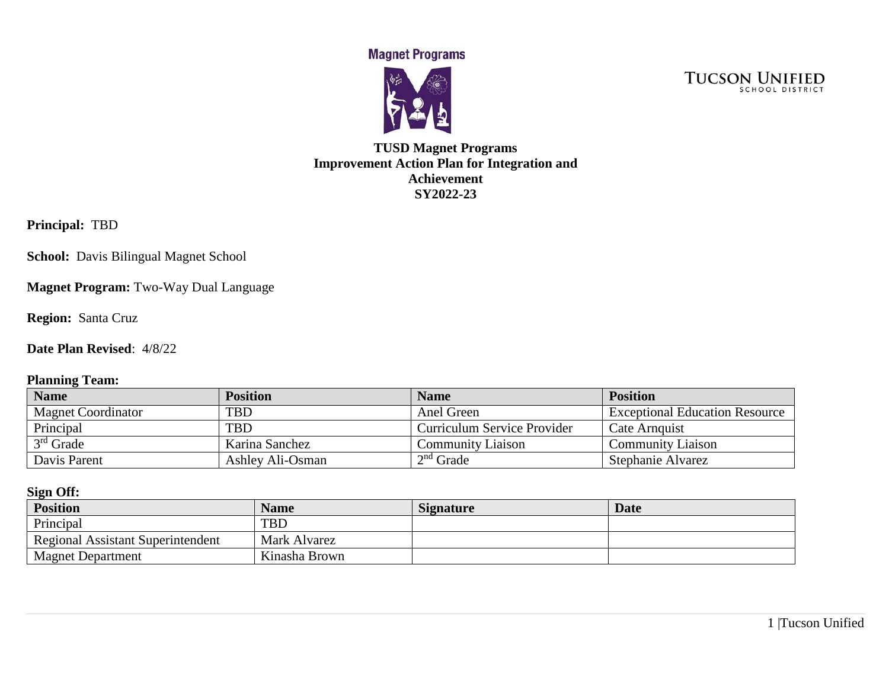Magnet Programs

TUCSON UNIFIED SCHOOL DISTRICT

# TUSD Magnet Programs
# Improvement Action Plan for Integration and Achievement
# SY2022-23

**Principal:** TBD

**School:** Davis Bilingual Magnet School

**Magnet Program:** Two-Way Dual Language

**Region:** Santa Cruz

**Date Plan Revised**: 4/8/22

**Planning Team:**

| Name | Position | Name | Position |
|---|---|---|---|
| Magnet Coordinator | TBD | Anel Green | Exceptional Education Resource |
| Principal | TBD | Curriculum Service Provider | Cate Arnquist |
| 3rd Grade | Karina Sanchez | Community Liaison | Community Liaison |
| Davis Parent | Ashley Ali-Osman | 2nd Grade | Stephanie Alvarez |

**Sign Off:**

| Position | Name | Signature | Date |
|---|---|---|---|
| Principal | TBD | | |
| Regional Assistant Superintendent | Mark Alvarez | | |
| Magnet Department | Kinasha Brown | | |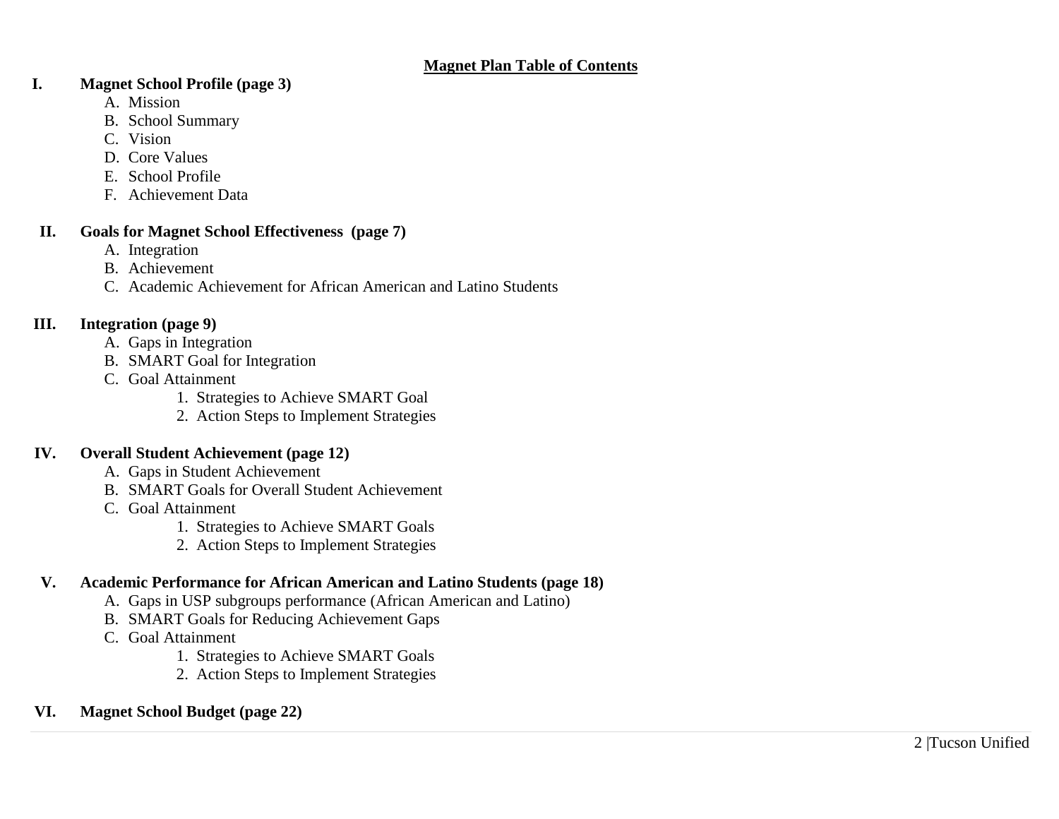# Magnet Plan Table of Contents

**I. Magnet School Profile (page 3)**

A. Mission
B. School Summary
C. Vision
D. Core Values
E. School Profile
F. Achievement Data

**II. Goals for Magnet School Effectiveness (page 7)**

A. Integration
B. Achievement
C. Academic Achievement for African American and Latino Students

**III. Integration (page 9)**

A. Gaps in Integration
B. SMART Goal for Integration
C. Goal Attainment
   1. Strategies to Achieve SMART Goal
   2. Action Steps to Implement Strategies

**IV. Overall Student Achievement (page 12)**

A. Gaps in Student Achievement
B. SMART Goals for Overall Student Achievement
C. Goal Attainment
   1. Strategies to Achieve SMART Goals
   2. Action Steps to Implement Strategies

**V. Academic Performance for African American and Latino Students (page 18)**

A. Gaps in USP subgroups performance (African American and Latino)
B. SMART Goals for Reducing Achievement Gaps
C. Goal Attainment
   1. Strategies to Achieve SMART Goals
   2. Action Steps to Implement Strategies

**VI. Magnet School Budget (page 22)**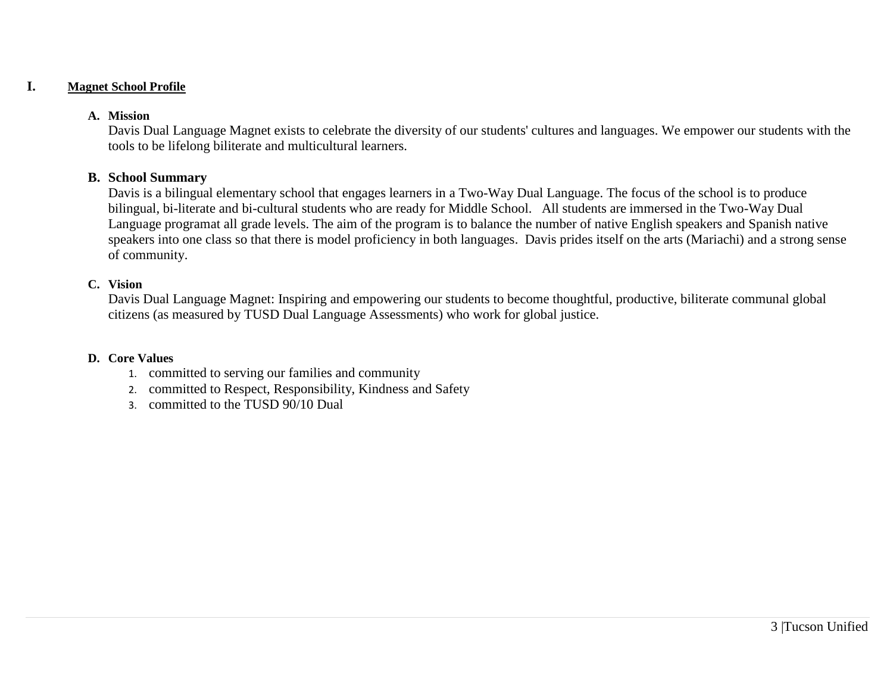# I. Magnet School Profile

## A. Mission

Davis Dual Language Magnet exists to celebrate the diversity of our students' cultures and languages. We empower our students with the tools to be lifelong biliterate and multicultural learners.

## B. School Summary

Davis is a bilingual elementary school that engages learners in a Two-Way Dual Language. The focus of the school is to produce bilingual, bi-literate and bi-cultural students who are ready for Middle School. All students are immersed in the Two-Way Dual Language programat all grade levels. The aim of the program is to balance the number of native English speakers and Spanish native speakers into one class so that there is model proficiency in both languages. Davis prides itself on the arts (Mariachi) and a strong sense of community.

## C. Vision

Davis Dual Language Magnet: Inspiring and empowering our students to become thoughtful, productive, biliterate communal global citizens (as measured by TUSD Dual Language Assessments) who work for global justice.

## D. Core Values

1. committed to serving our families and community
2. committed to Respect, Responsibility, Kindness and Safety
3. committed to the TUSD 90/10 Dual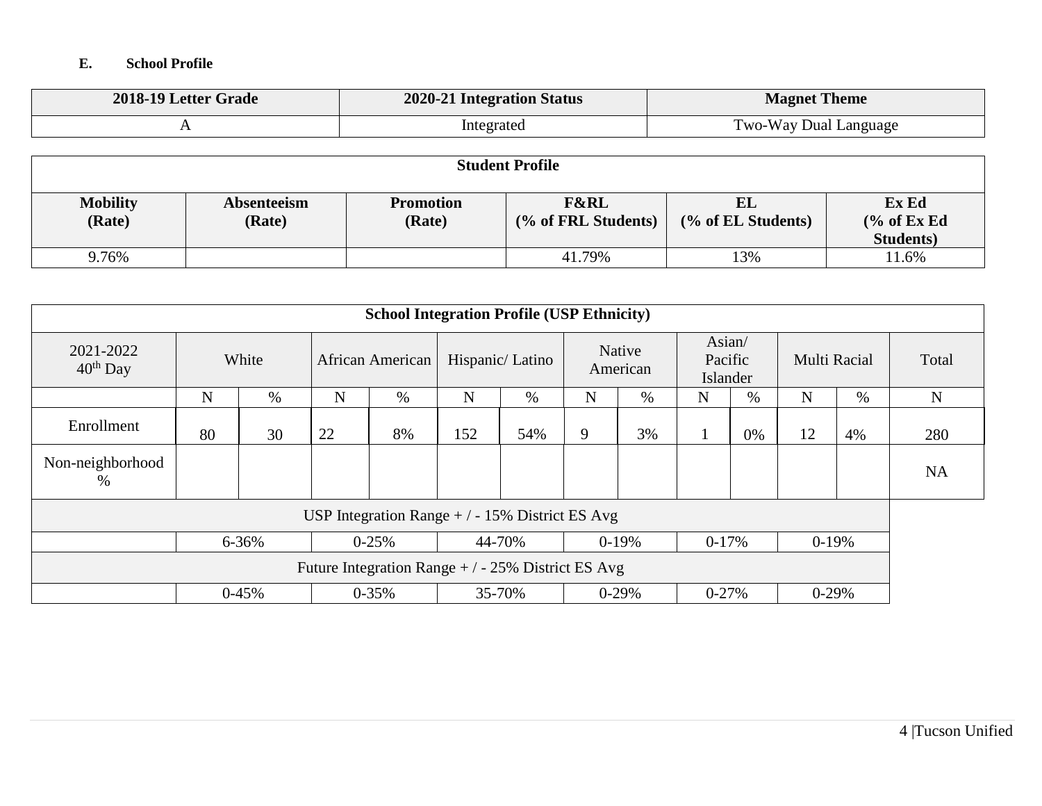### E. School Profile

| 2018-19 Letter Grade | 2020-21 Integration Status | Magnet Theme |
|---|---|---|
| A | Integrated | Two-Way Dual Language |

| Student Profile | | | | | |
|---|---|---|---|---|---|
| **Mobility (Rate)** | **Absenteeism (Rate)** | **Promotion (Rate)** | **F&RL (% of FRL Students)** | **EL (% of EL Students)** | **Ex Ed (% of Ex Ed Students)** |
| 9.76% | | | 41.79% | 13% | 11.6% |

| School Integration Profile (USP Ethnicity) | | | | | | | | | | | | | |
|---|---|---|---|---|---|---|---|---|---|---|---|---|---|
| 2021-2022 40th Day | White | | African American | | Hispanic/ Latino | | Native American | | Asian/ Pacific Islander | | Multi Racial | | Total |
| | N | % | N | % | N | % | N | % | N | % | N | % | N |
| Enrollment | 80 | 30 | 22 | 8% | 152 | 54% | 9 | 3% | 1 | 0% | 12 | 4% | 280 |
| Non-neighborhood % | | | | | | | | | | | | | NA |
| USP Integration Range + / - 15% District ES Avg | | | | | | | | | | | | | |
| | 6-36% | | 0-25% | | 44-70% | | 0-19% | | 0-17% | | 0-19% | | |
| Future Integration Range + / - 25% District ES Avg | | | | | | | | | | | | | |
| | 0-45% | | 0-35% | | 35-70% | | 0-29% | | 0-27% | | 0-29% | | |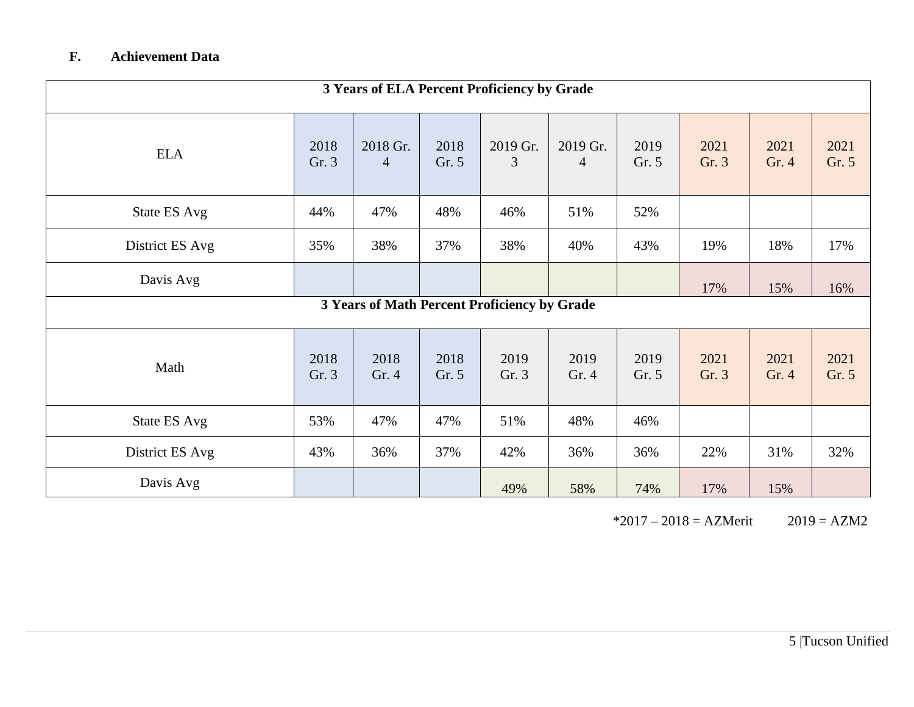## F. Achievement Data

**3 Years of ELA Percent Proficiency by Grade**

| ELA | 2018 Gr. 3 | 2018 Gr. 4 | 2018 Gr. 5 | 2019 Gr. 3 | 2019 Gr. 4 | 2019 Gr. 5 | 2021 Gr. 3 | 2021 Gr. 4 | 2021 Gr. 5 |
|---|---|---|---|---|---|---|---|---|---|
| State ES Avg | 44% | 47% | 48% | 46% | 51% | 52% | | | |
| District ES Avg | 35% | 38% | 37% | 38% | 40% | 43% | 19% | 18% | 17% |
| Davis Avg | | | | | | | 17% | 15% | 16% |

**3 Years of Math Percent Proficiency by Grade**

| Math | 2018 Gr. 3 | 2018 Gr. 4 | 2018 Gr. 5 | 2019 Gr. 3 | 2019 Gr. 4 | 2019 Gr. 5 | 2021 Gr. 3 | 2021 Gr. 4 | 2021 Gr. 5 |
|---|---|---|---|---|---|---|---|---|---|
| State ES Avg | 53% | 47% | 47% | 51% | 48% | 46% | | | |
| District ES Avg | 43% | 36% | 37% | 42% | 36% | 36% | 22% | 31% | 32% |
| Davis Avg | | | | 49% | 58% | 74% | 17% | 15% | |

*2017 – 2018 = AZMerit 2019 = AZM2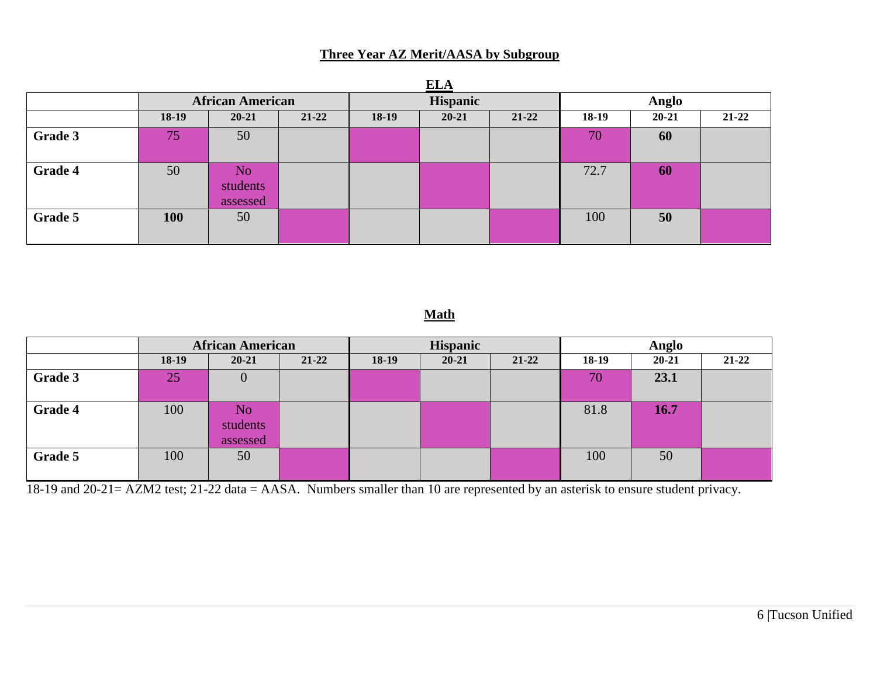## Three Year AZ Merit/AASA by Subgroup

### ELA

| | African American | | | Hispanic | | | Anglo | | |
|---|---|---|---|---|---|---|---|---|---|
| | 18-19 | 20-21 | 21-22 | 18-19 | 20-21 | 21-22 | 18-19 | 20-21 | 21-22 |
| **Grade 3** | 75 | 50 | | | | | 70 | **60** | |
| **Grade 4** | 50 | No students assessed | | | | | 72.7 | **60** | |
| **Grade 5** | **100** | 50 | | | | | 100 | **50** | |

### Math

| | African American | | | Hispanic | | | Anglo | | |
|---|---|---|---|---|---|---|---|---|---|
| | 18-19 | 20-21 | 21-22 | 18-19 | 20-21 | 21-22 | 18-19 | 20-21 | 21-22 |
| **Grade 3** | 25 | 0 | | | | | 70 | **23.1** | |
| **Grade 4** | 100 | No students assessed | | | | | 81.8 | **16.7** | |
| **Grade 5** | 100 | 50 | | | | | 100 | 50 | |

18-19 and 20-21= AZM2 test; 21-22 data = AASA. Numbers smaller than 10 are represented by an asterisk to ensure student privacy.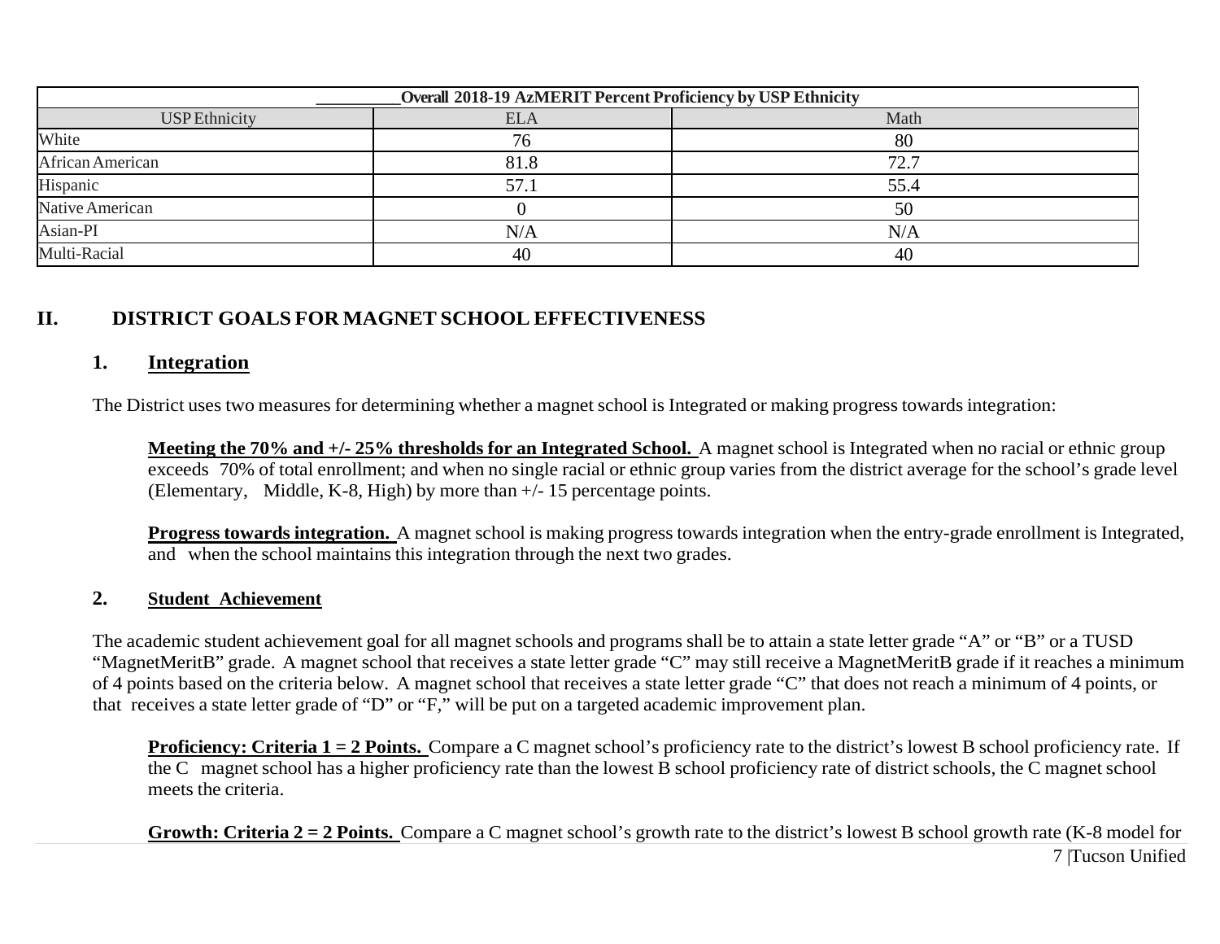| Overall 2018-19 AzMERIT Percent Proficiency by USP Ethnicity | | |
|---|---|---|
| USP Ethnicity | ELA | Math |
| White | 76 | 80 |
| African American | 81.8 | 72.7 |
| Hispanic | 57.1 | 55.4 |
| Native American | 0 | 50 |
| Asian-PI | N/A | N/A |
| Multi-Racial | 40 | 40 |

## II. DISTRICT GOALS FOR MAGNET SCHOOL EFFECTIVENESS

### 1. Integration

The District uses two measures for determining whether a magnet school is Integrated or making progress towards integration:

**Meeting the 70% and +/- 25% thresholds for an Integrated School.** A magnet school is Integrated when no racial or ethnic group exceeds 70% of total enrollment; and when no single racial or ethnic group varies from the district average for the school's grade level (Elementary, Middle, K-8, High) by more than +/- 15 percentage points.

**Progress towards integration.** A magnet school is making progress towards integration when the entry-grade enrollment is Integrated, and when the school maintains this integration through the next two grades.

### 2. Student Achievement

The academic student achievement goal for all magnet schools and programs shall be to attain a state letter grade "A" or "B" or a TUSD "MagnetMeritB" grade. A magnet school that receives a state letter grade "C" may still receive a MagnetMeritB grade if it reaches a minimum of 4 points based on the criteria below. A magnet school that receives a state letter grade "C" that does not reach a minimum of 4 points, or that receives a state letter grade of "D" or "F," will be put on a targeted academic improvement plan.

**Proficiency: Criteria 1 = 2 Points.** Compare a C magnet school's proficiency rate to the district's lowest B school proficiency rate. If the C magnet school has a higher proficiency rate than the lowest B school proficiency rate of district schools, the C magnet school meets the criteria.

**Growth: Criteria 2 = 2 Points.** Compare a C magnet school's growth rate to the district's lowest B school growth rate (K-8 model for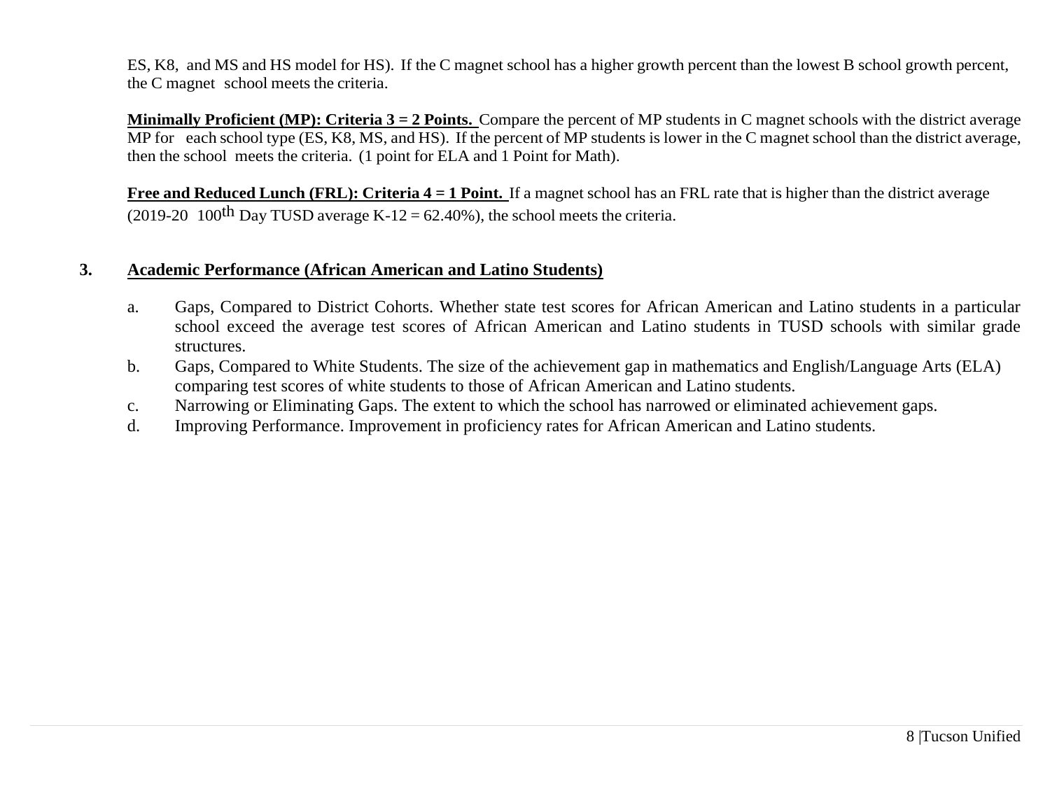ES, K8, and MS and HS model for HS). If the C magnet school has a higher growth percent than the lowest B school growth percent, the C magnet school meets the criteria.

**Minimally Proficient (MP): Criteria 3 = 2 Points.** Compare the percent of MP students in C magnet schools with the district average MP for each school type (ES, K8, MS, and HS). If the percent of MP students is lower in the C magnet school than the district average, then the school meets the criteria. (1 point for ELA and 1 Point for Math).

**Free and Reduced Lunch (FRL): Criteria 4 = 1 Point.** If a magnet school has an FRL rate that is higher than the district average (2019-20 100th Day TUSD average K-12 = 62.40%), the school meets the criteria.

3. **Academic Performance (African American and Latino Students)**

   a. Gaps, Compared to District Cohorts. Whether state test scores for African American and Latino students in a particular school exceed the average test scores of African American and Latino students in TUSD schools with similar grade structures.
   b. Gaps, Compared to White Students. The size of the achievement gap in mathematics and English/Language Arts (ELA) comparing test scores of white students to those of African American and Latino students.
   c. Narrowing or Eliminating Gaps. The extent to which the school has narrowed or eliminated achievement gaps.
   d. Improving Performance. Improvement in proficiency rates for African American and Latino students.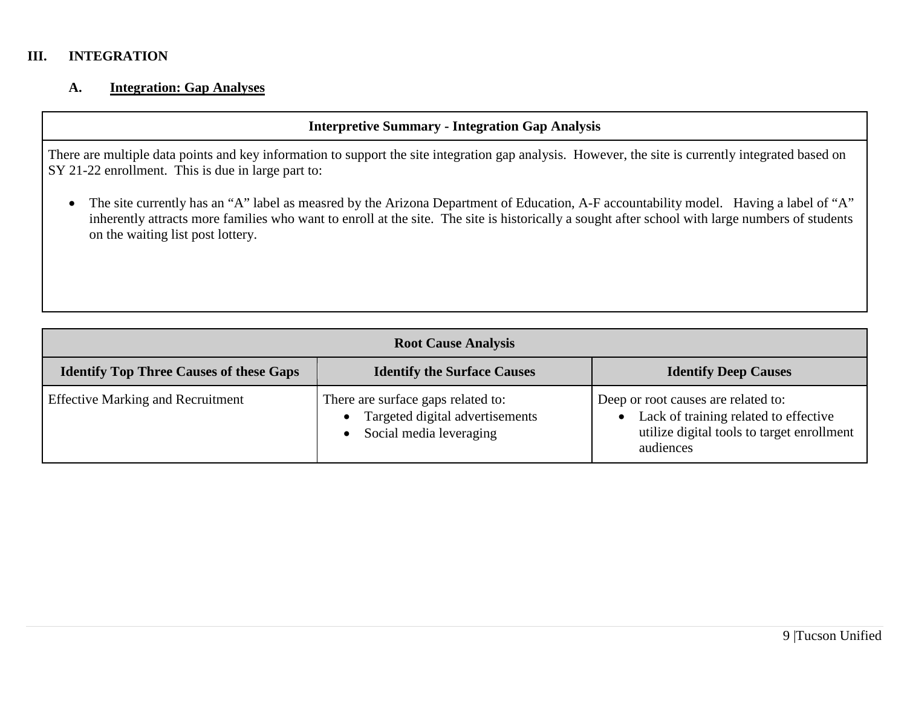## III. INTEGRATION

### A. <u>Integration: Gap Analyses</u>

| Interpretive Summary - Integration Gap Analysis |
|---|
| There are multiple data points and key information to support the site integration gap analysis. However, the site is currently integrated based on SY 21-22 enrollment. This is due in large part to:<br><br>• The site currently has an "A" label as measred by the Arizona Department of Education, A-F accountability model. Having a label of "A" inherently attracts more families who want to enroll at the site. The site is historically a sought after school with large numbers of students on the waiting list post lottery. |

| Root Cause Analysis | | |
|---|---|---|
| **Identify Top Three Causes of these Gaps** | **Identify the Surface Causes** | **Identify Deep Causes** |
| Effective Marking and Recruitment | There are surface gaps related to:<br>• Targeted digital advertisements<br>• Social media leveraging | Deep or root causes are related to:<br>• Lack of training related to effective utilize digital tools to target enrollment audiences |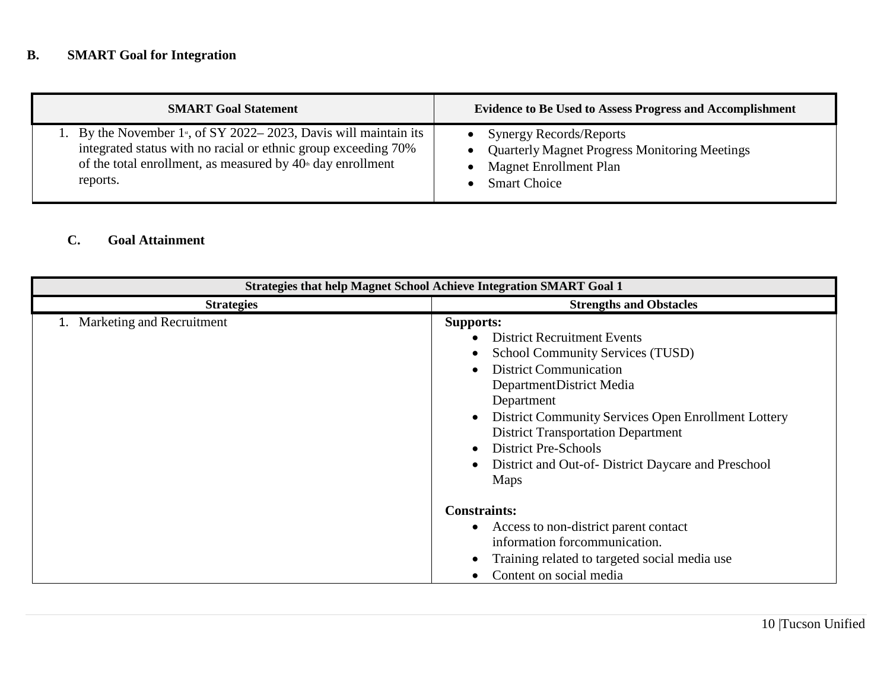### B. SMART Goal for Integration

| SMART Goal Statement | Evidence to Be Used to Assess Progress and Accomplishment |
|---|---|
| 1. By the November 1st, of SY 2022– 2023, Davis will maintain its integrated status with no racial or ethnic group exceeding 70% of the total enrollment, as measured by 40th day enrollment reports. | • Synergy Records/Reports<br>• Quarterly Magnet Progress Monitoring Meetings<br>• Magnet Enrollment Plan<br>• Smart Choice |

### C. Goal Attainment

| Strategies that help Magnet School Achieve Integration SMART Goal 1 | |
|---|---|
| **Strategies** | **Strengths and Obstacles** |
| 1. Marketing and Recruitment | **Supports:**<br>• District Recruitment Events<br>• School Community Services (TUSD)<br>• District Communication DepartmentDistrict Media Department<br>• District Community Services Open Enrollment Lottery District Transportation Department<br>• District Pre-Schools<br>• District and Out-of- District Daycare and Preschool Maps<br><br>**Constraints:**<br>• Access to non-district parent contact information forcommunication.<br>• Training related to targeted social media use<br>• Content on social media |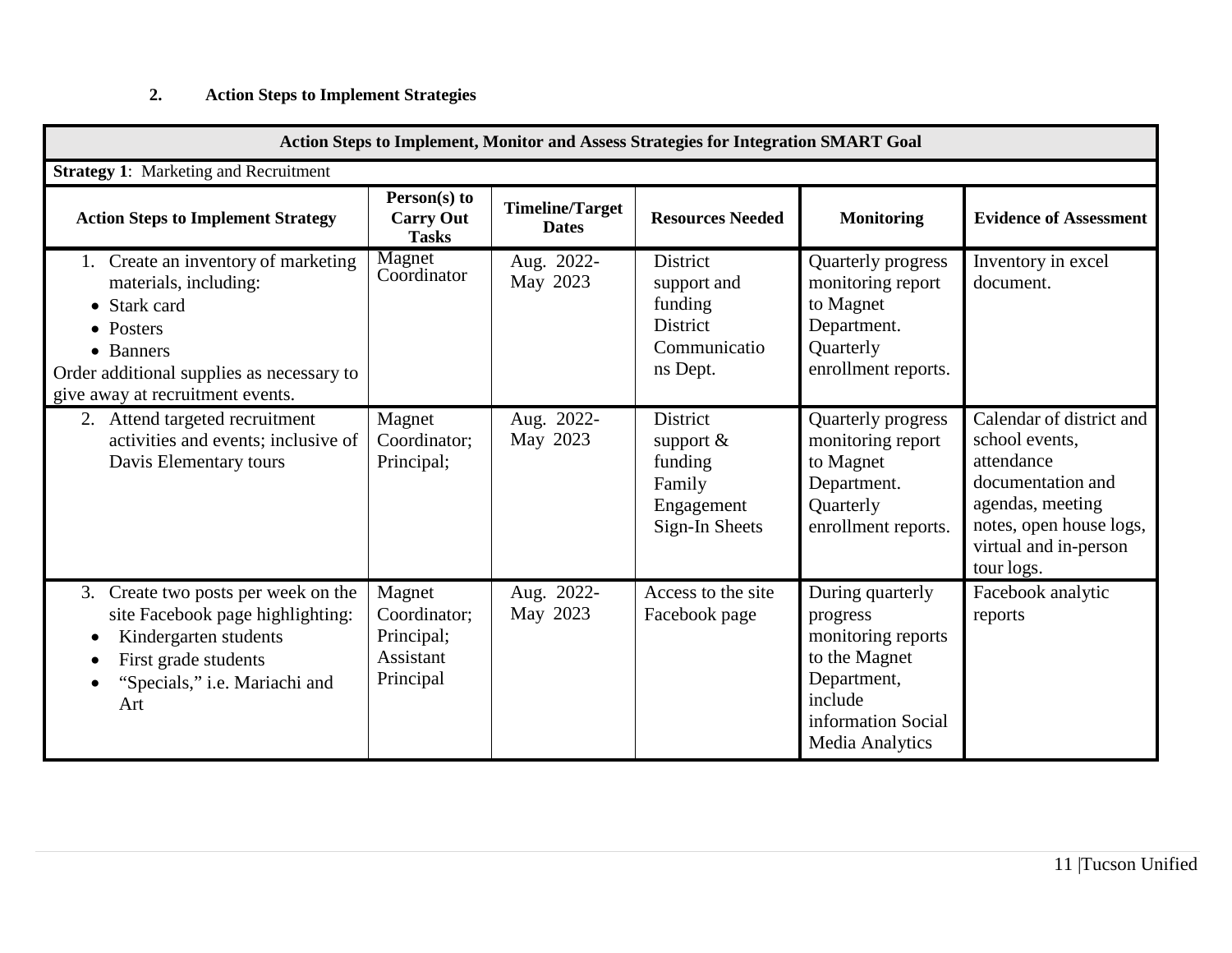**2. Action Steps to Implement Strategies**

| Action Steps to Implement, Monitor and Assess Strategies for Integration SMART Goal | | | | | |
|---|---|---|---|---|---|
| **Strategy 1**: Marketing and Recruitment | | | | | |
| **Action Steps to Implement Strategy** | **Person(s) to Carry Out Tasks** | **Timeline/Target Dates** | **Resources Needed** | **Monitoring** | **Evidence of Assessment** |
| 1. Create an inventory of marketing materials, including: <br>• Stark card <br>• Posters <br>• Banners <br>Order additional supplies as necessary to give away at recruitment events. | Magnet Coordinator | Aug. 2022-May 2023 | District support and funding District Communications Dept. | Quarterly progress monitoring report to Magnet Department. Quarterly enrollment reports. | Inventory in excel document. |
| 2. Attend targeted recruitment activities and events; inclusive of Davis Elementary tours | Magnet Coordinator; Principal; | Aug. 2022-May 2023 | District support & funding Family Engagement Sign-In Sheets | Quarterly progress monitoring report to Magnet Department. Quarterly enrollment reports. | Calendar of district and school events, attendance documentation and agendas, meeting notes, open house logs, virtual and in-person tour logs. |
| 3. Create two posts per week on the site Facebook page highlighting: <br>• Kindergarten students <br>• First grade students <br>• "Specials," i.e. Mariachi and Art | Magnet Coordinator; Principal; Assistant Principal | Aug. 2022-May 2023 | Access to the site Facebook page | During quarterly progress monitoring reports to the Magnet Department, include information Social Media Analytics | Facebook analytic reports |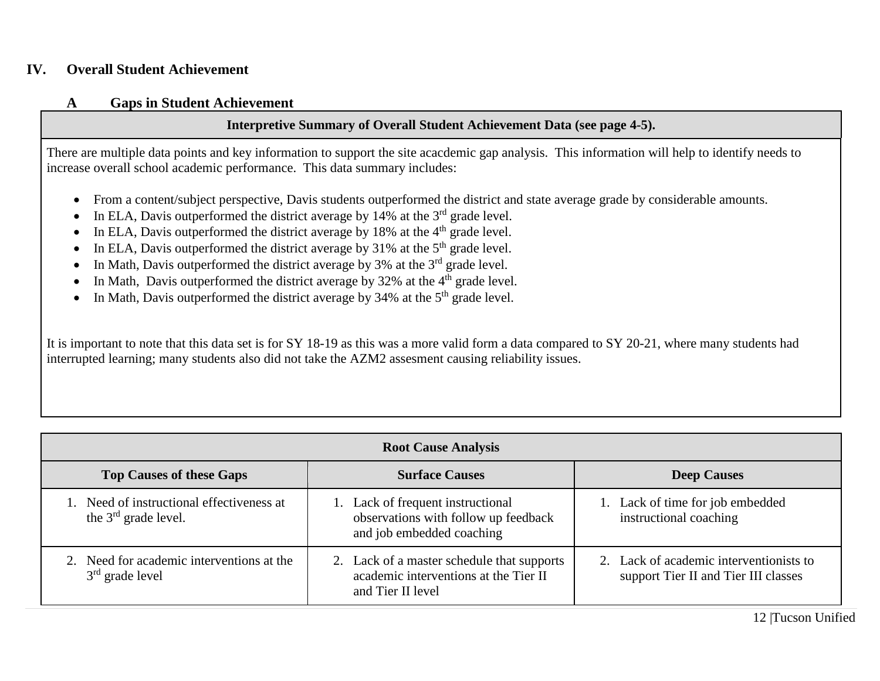## IV. Overall Student Achievement

### A Gaps in Student Achievement

| Interpretive Summary of Overall Student Achievement Data (see page 4-5). |
|---|
| There are multiple data points and key information to support the site acacdemic gap analysis. This information will help to identify needs to increase overall school academic performance. This data summary includes:<br><br>• From a content/subject perspective, Davis students outperformed the district and state average grade by considerable amounts.<br>• In ELA, Davis outperformed the district average by 14% at the 3rd grade level.<br>• In ELA, Davis outperformed the district average by 18% at the 4th grade level.<br>• In ELA, Davis outperformed the district average by 31% at the 5th grade level.<br>• In Math, Davis outperformed the district average by 3% at the 3rd grade level.<br>• In Math, Davis outperformed the district average by 32% at the 4th grade level.<br>• In Math, Davis outperformed the district average by 34% at the 5th grade level.<br><br>It is important to note that this data set is for SY 18-19 as this was a more valid form a data compared to SY 20-21, where many students had interrupted learning; many students also did not take the AZM2 assesment causing reliability issues. |

| Root Cause Analysis | | |
|---|---|---|
| **Top Causes of these Gaps** | **Surface Causes** | **Deep Causes** |
| 1. Need of instructional effectiveness at the 3rd grade level. | 1. Lack of frequent instructional observations with follow up feedback and job embedded coaching | 1. Lack of time for job embedded instructional coaching |
| 2. Need for academic interventions at the 3rd grade level | 2. Lack of a master schedule that supports academic interventions at the Tier II and Tier II level | 2. Lack of academic interventionists to support Tier II and Tier III classes |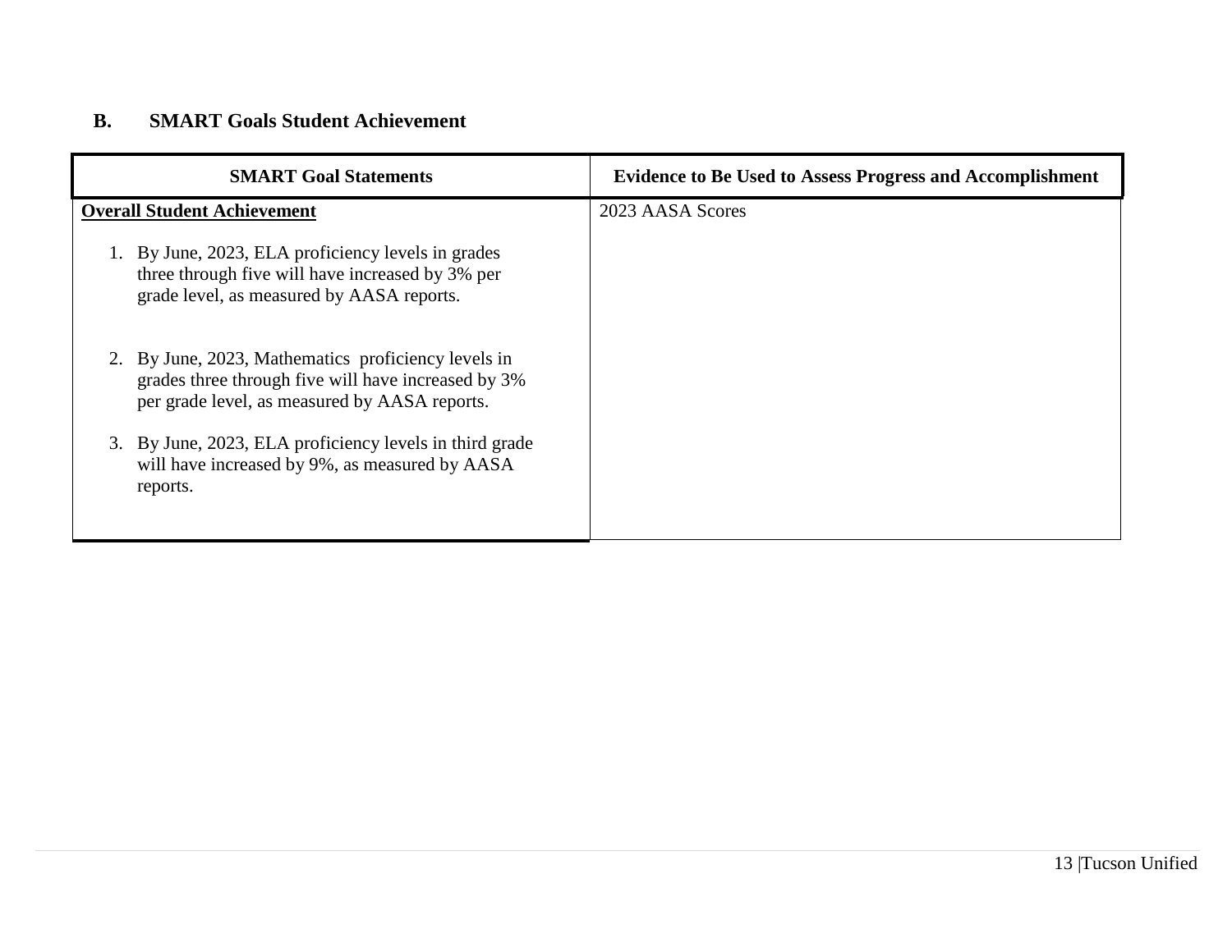## B. SMART Goals Student Achievement

| SMART Goal Statements | Evidence to Be Used to Assess Progress and Accomplishment |
|---|---|
| **Overall Student Achievement**<br><br>1. By June, 2023, ELA proficiency levels in grades three through five will have increased by 3% per grade level, as measured by AASA reports.<br><br>2. By June, 2023, Mathematics proficiency levels in grades three through five will have increased by 3% per grade level, as measured by AASA reports.<br><br>3. By June, 2023, ELA proficiency levels in third grade will have increased by 9%, as measured by AASA reports. | 2023 AASA Scores |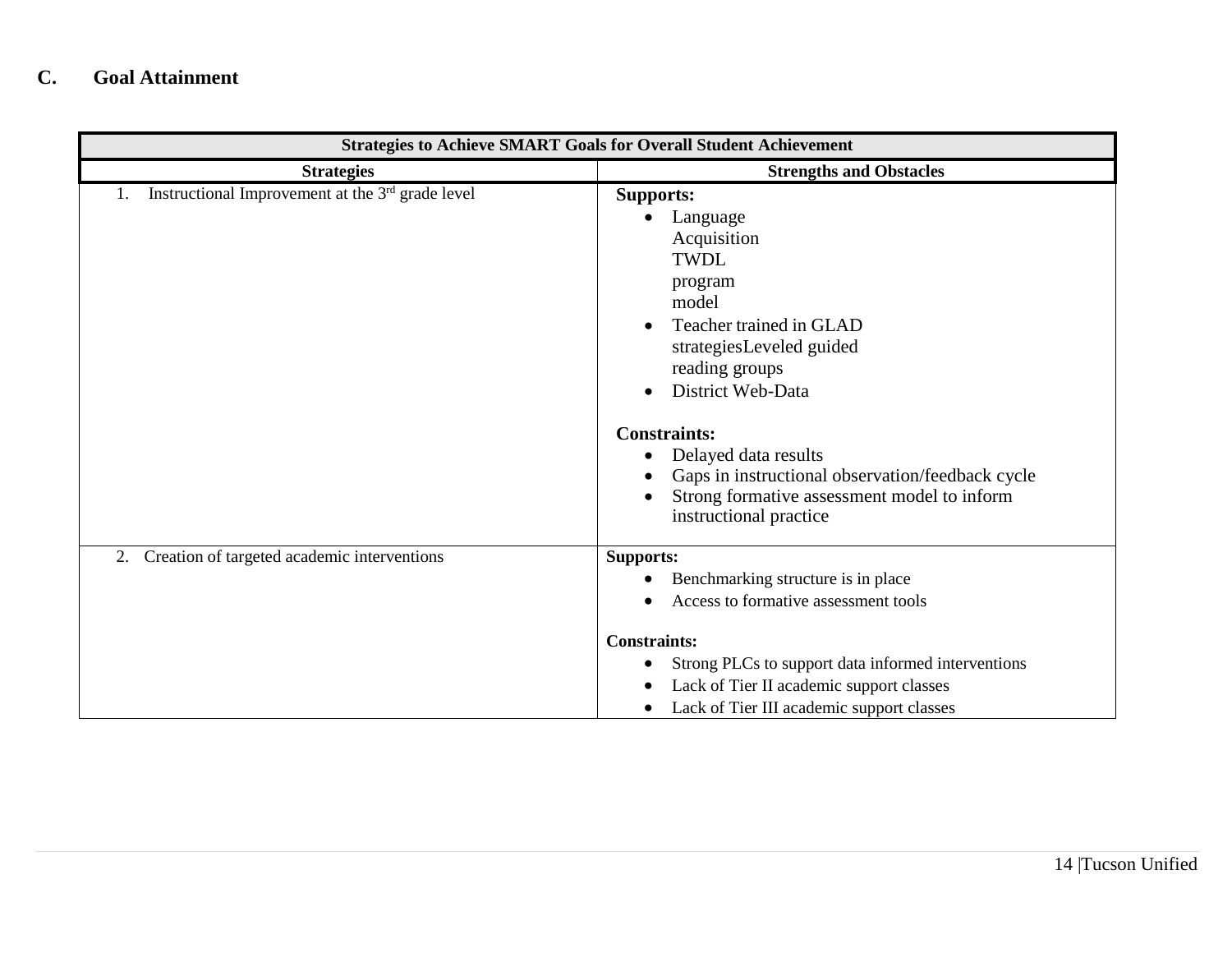## C. Goal Attainment

| Strategies to Achieve SMART Goals for Overall Student Achievement | |
|---|---|
| **Strategies** | **Strengths and Obstacles** |
| 1. Instructional Improvement at the 3rd grade level | **Supports:**<br>• Language Acquisition TWDL program model<br>• Teacher trained in GLAD strategiesLeveled guided reading groups<br>• District Web-Data<br><br>**Constraints:**<br>• Delayed data results<br>• Gaps in instructional observation/feedback cycle<br>• Strong formative assessment model to inform instructional practice |
| 2. Creation of targeted academic interventions | **Supports:**<br>• Benchmarking structure is in place<br>• Access to formative assessment tools<br><br>**Constraints:**<br>• Strong PLCs to support data informed interventions<br>• Lack of Tier II academic support classes<br>• Lack of Tier III academic support classes |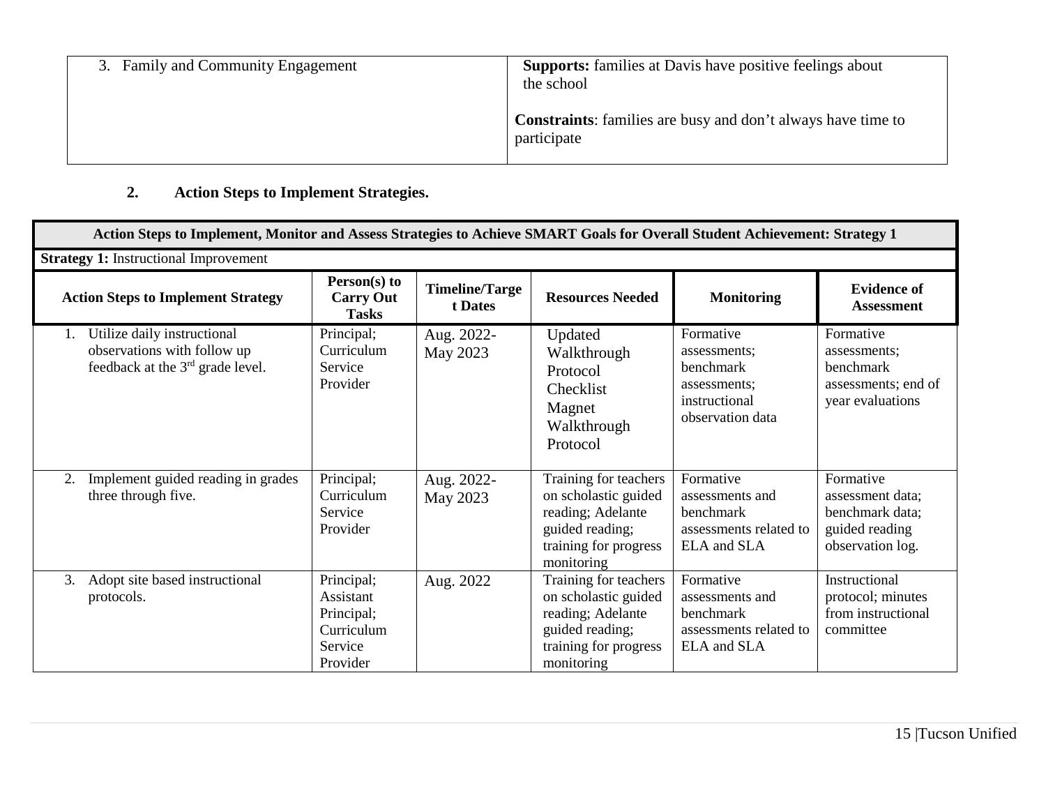| 3. Family and Community Engagement | **Supports:** families at Davis have positive feelings about the school<br><br>**Constraints**: families are busy and don't always have time to participate |
|---|---|

## 2. Action Steps to Implement Strategies.

| Action Steps to Implement, Monitor and Assess Strategies to Achieve SMART Goals for Overall Student Achievement: Strategy 1 | | | | | |
|---|---|---|---|---|---|
| **Strategy 1:** Instructional Improvement | | | | | |
| **Action Steps to Implement Strategy** | **Person(s) to Carry Out Tasks** | **Timeline/Target Dates** | **Resources Needed** | **Monitoring** | **Evidence of Assessment** |
| 1. Utilize daily instructional observations with follow up feedback at the 3rd grade level. | Principal; Curriculum Service Provider | Aug. 2022-May 2023 | Updated Walkthrough Protocol Checklist Magnet Walkthrough Protocol | Formative assessments; benchmark assessments; instructional observation data | Formative assessments; benchmark assessments; end of year evaluations |
| 2. Implement guided reading in grades three through five. | Principal; Curriculum Service Provider | Aug. 2022-May 2023 | Training for teachers on scholastic guided reading; Adelante guided reading; training for progress monitoring | Formative assessments and benchmark assessments related to ELA and SLA | Formative assessment data; benchmark data; guided reading observation log. |
| 3. Adopt site based instructional protocols. | Principal; Assistant Principal; Curriculum Service Provider | Aug. 2022 | Training for teachers on scholastic guided reading; Adelante guided reading; training for progress monitoring | Formative assessments and benchmark assessments related to ELA and SLA | Instructional protocol; minutes from instructional committee |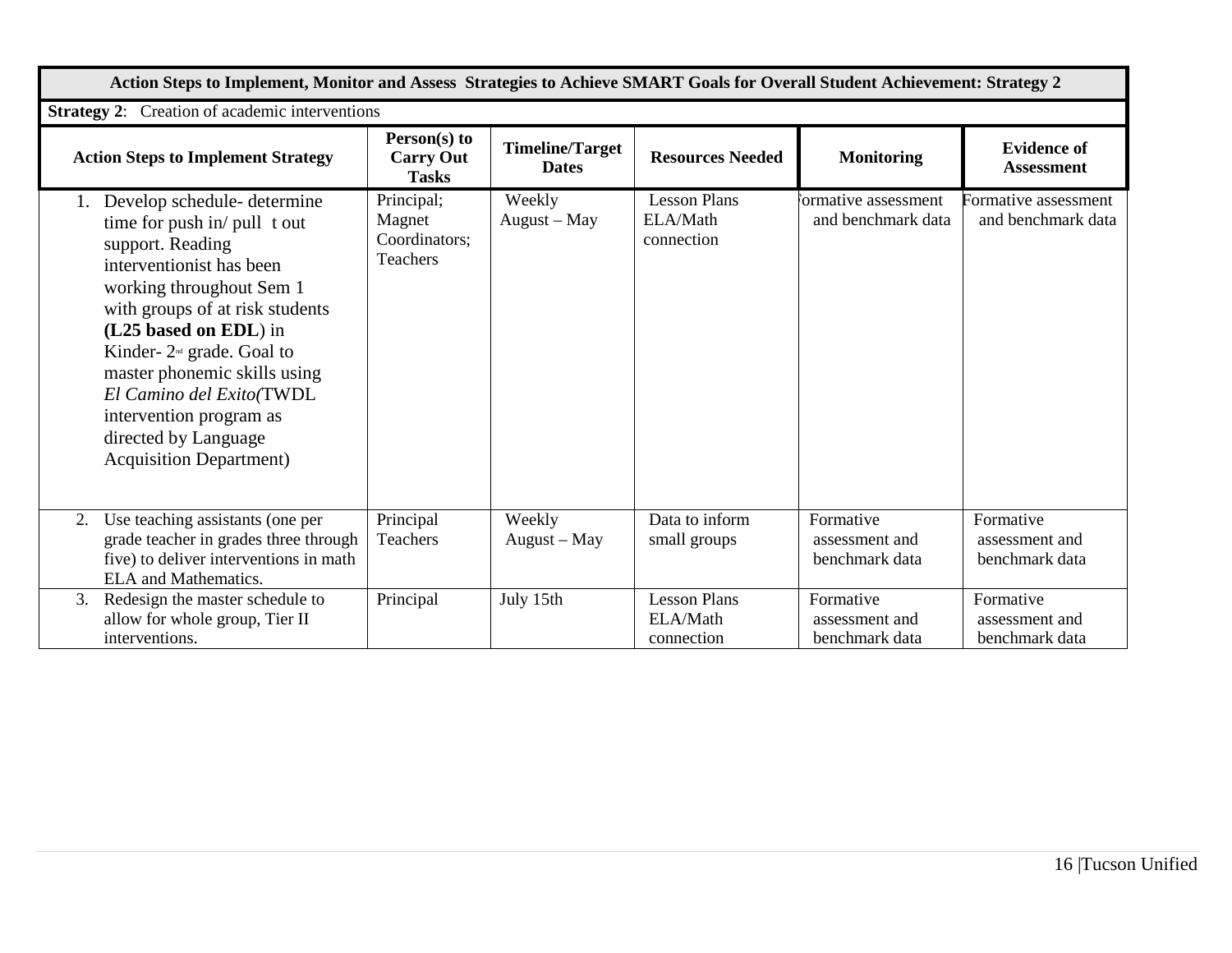| Action Steps to Implement, Monitor and Assess Strategies to Achieve SMART Goals for Overall Student Achievement: Strategy 2 | | | | | |
|---|---|---|---|---|---|
| **Strategy 2**: Creation of academic interventions | | | | | |
| **Action Steps to Implement Strategy** | **Person(s) to Carry Out Tasks** | **Timeline/Target Dates** | **Resources Needed** | **Monitoring** | **Evidence of Assessment** |
| 1. Develop schedule- determine time for push in/ pull t out support. Reading interventionist has been working throughout Sem 1 with groups of at risk students **(L25 based on EDL**) in Kinder- 2nd grade. Goal to master phonemic skills using *El Camino del Exito(*TWDL intervention program as directed by Language Acquisition Department) | Principal; Magnet Coordinators; Teachers | Weekly August – May | Lesson Plans ELA/Math connection | Formative assessment and benchmark data | Formative assessment and benchmark data |
| 2. Use teaching assistants (one per grade teacher in grades three through five) to deliver interventions in math ELA and Mathematics. | Principal Teachers | Weekly August – May | Data to inform small groups | Formative assessment and benchmark data | Formative assessment and benchmark data |
| 3. Redesign the master schedule to allow for whole group, Tier II interventions. | Principal | July 15th | Lesson Plans ELA/Math connection | Formative assessment and benchmark data | Formative assessment and benchmark data |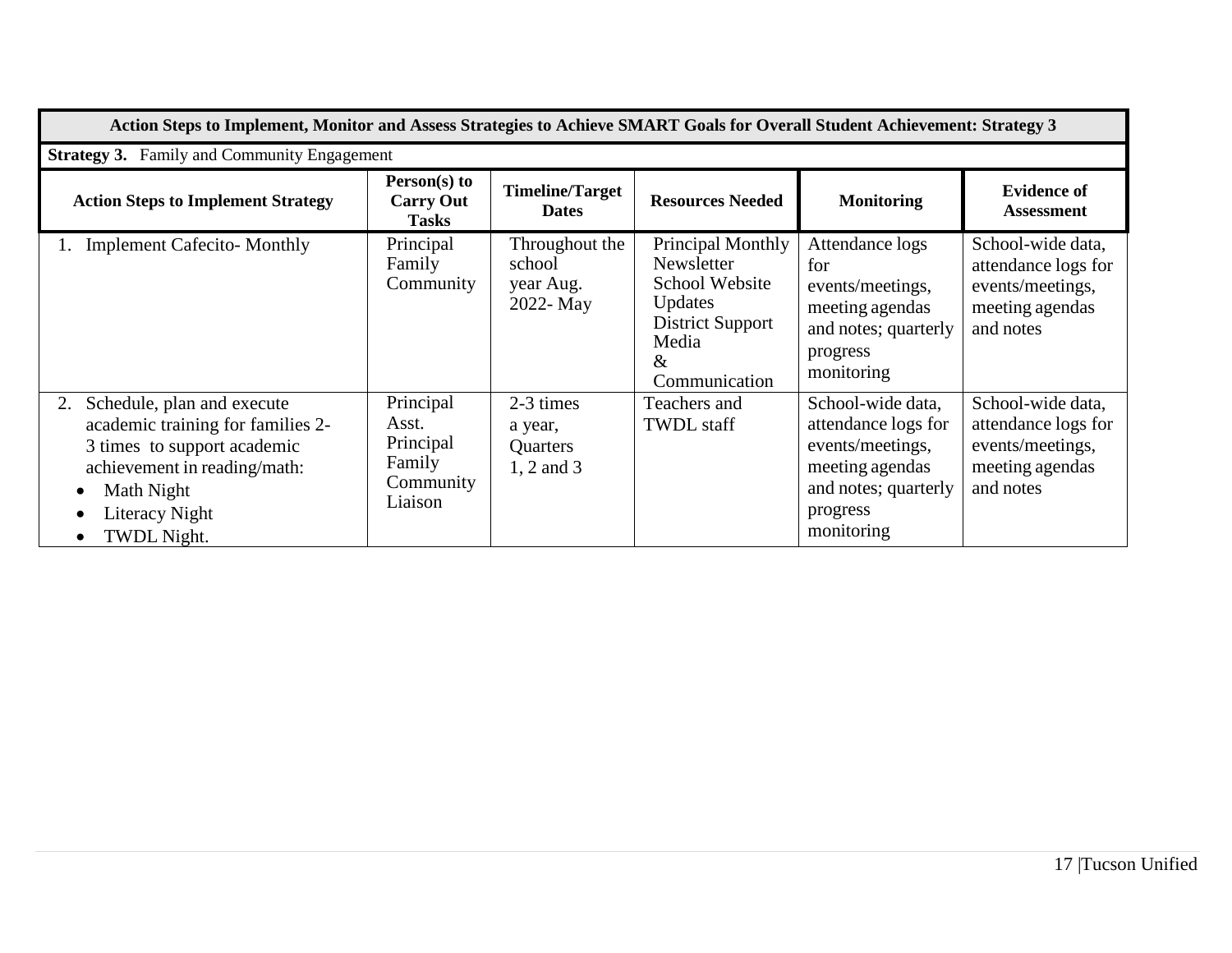| Action Steps to Implement, Monitor and Assess Strategies to Achieve SMART Goals for Overall Student Achievement: Strategy 3 | | | | | |
|---|---|---|---|---|---|
| **Strategy 3.** Family and Community Engagement | | | | | |
| **Action Steps to Implement Strategy** | **Person(s) to Carry Out Tasks** | **Timeline/Target Dates** | **Resources Needed** | **Monitoring** | **Evidence of Assessment** |
| 1. Implement Cafecito- Monthly | Principal Family Community | Throughout the school year Aug. 2022- May | Principal Monthly Newsletter School Website Updates District Support Media & Communication | Attendance logs for events/meetings, meeting agendas and notes; quarterly progress monitoring | School-wide data, attendance logs for events/meetings, meeting agendas and notes |
| 2. Schedule, plan and execute academic training for families 2-3 times to support academic achievement in reading/math: • Math Night • Literacy Night • TWDL Night. | Principal Asst. Principal Family Community Liaison | 2-3 times a year, Quarters 1, 2 and 3 | Teachers and TWDL staff | School-wide data, attendance logs for events/meetings, meeting agendas and notes; quarterly progress monitoring | School-wide data, attendance logs for events/meetings, meeting agendas and notes |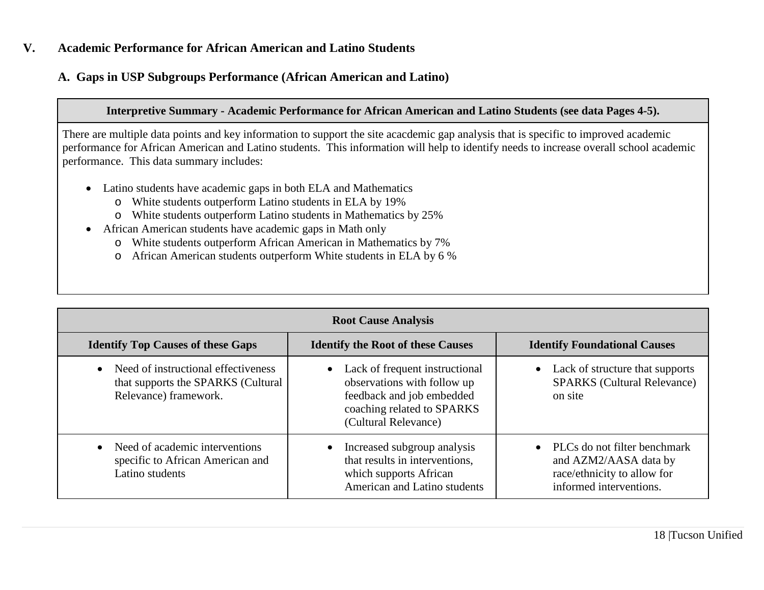## V. Academic Performance for African American and Latino Students

### A. Gaps in USP Subgroups Performance (African American and Latino)

| Interpretive Summary - Academic Performance for African American and Latino Students (see data Pages 4-5). |
|---|
| There are multiple data points and key information to support the site acacdemic gap analysis that is specific to improved academic performance for African American and Latino students. This information will help to identify needs to increase overall school academic performance. This data summary includes:<br><br>• Latino students have academic gaps in both ELA and Mathematics<br>&nbsp;&nbsp;&nbsp;&nbsp;o White students outperform Latino students in ELA by 19%<br>&nbsp;&nbsp;&nbsp;&nbsp;o White students outperform Latino students in Mathematics by 25%<br>• African American students have academic gaps in Math only<br>&nbsp;&nbsp;&nbsp;&nbsp;o White students outperform African American in Mathematics by 7%<br>&nbsp;&nbsp;&nbsp;&nbsp;o African American students outperform White students in ELA by 6 % |

| Root Cause Analysis | | |
|---|---|---|
| **Identify Top Causes of these Gaps** | **Identify the Root of these Causes** | **Identify Foundational Causes** |
| • Need of instructional effectiveness that supports the SPARKS (Cultural Relevance) framework. | • Lack of frequent instructional observations with follow up feedback and job embedded coaching related to SPARKS (Cultural Relevance) | • Lack of structure that supports SPARKS (Cultural Relevance) on site |
| • Need of academic interventions specific to African American and Latino students | • Increased subgroup analysis that results in interventions, which supports African American and Latino students | • PLCs do not filter benchmark and AZM2/AASA data by race/ethnicity to allow for informed interventions. |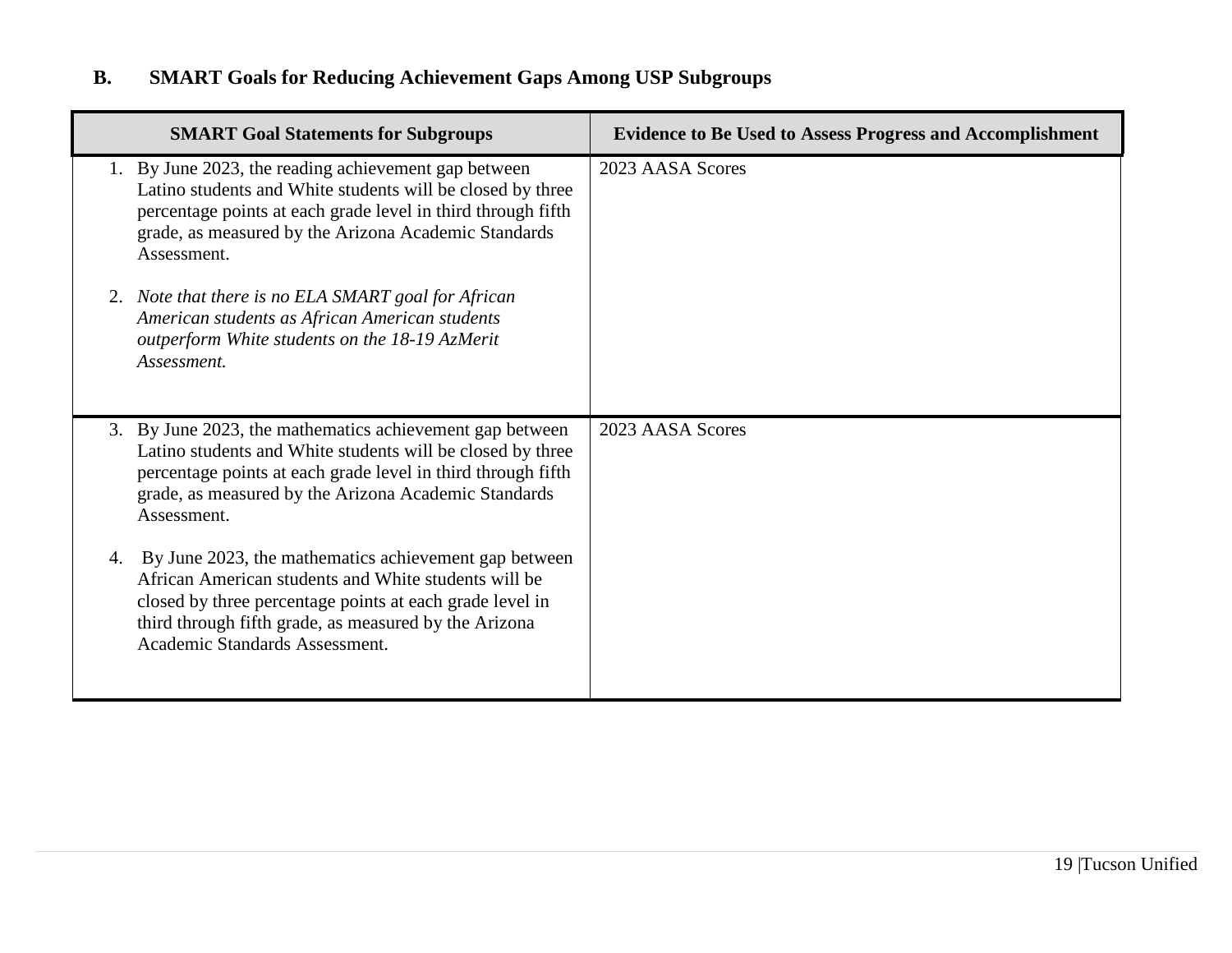### B. SMART Goals for Reducing Achievement Gaps Among USP Subgroups

| SMART Goal Statements for Subgroups | Evidence to Be Used to Assess Progress and Accomplishment |
|---|---|
| 1. By June 2023, the reading achievement gap between Latino students and White students will be closed by three percentage points at each grade level in third through fifth grade, as measured by the Arizona Academic Standards Assessment.<br><br>2. *Note that there is no ELA SMART goal for African American students as African American students outperform White students on the 18-19 AzMerit Assessment.* | 2023 AASA Scores |
| 3. By June 2023, the mathematics achievement gap between Latino students and White students will be closed by three percentage points at each grade level in third through fifth grade, as measured by the Arizona Academic Standards Assessment.<br><br>4. By June 2023, the mathematics achievement gap between African American students and White students will be closed by three percentage points at each grade level in third through fifth grade, as measured by the Arizona Academic Standards Assessment. | 2023 AASA Scores |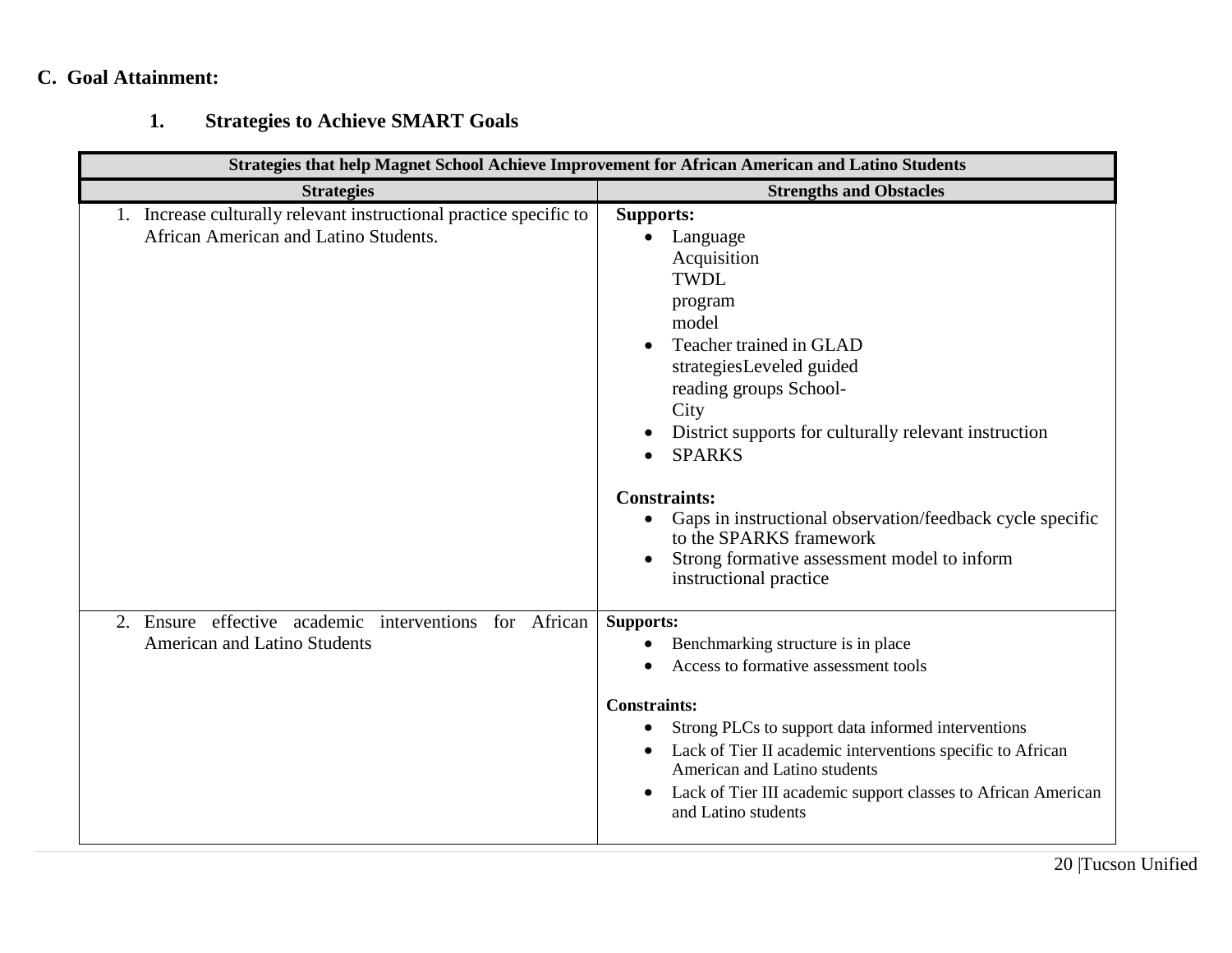## C. Goal Attainment:

### 1. Strategies to Achieve SMART Goals

| Strategies that help Magnet School Achieve Improvement for African American and Latino Students | |
|---|---|
| **Strategies** | **Strengths and Obstacles** |
| 1. Increase culturally relevant instructional practice specific to African American and Latino Students. | **Supports:**<br>• Language Acquisition TWDL program model<br>• Teacher trained in GLAD strategiesLeveled guided reading groups School-City<br>• District supports for culturally relevant instruction<br>• SPARKS<br><br>**Constraints:**<br>• Gaps in instructional observation/feedback cycle specific to the SPARKS framework<br>• Strong formative assessment model to inform instructional practice |
| 2. Ensure effective academic interventions for African American and Latino Students | **Supports:**<br>• Benchmarking structure is in place<br>• Access to formative assessment tools<br><br>**Constraints:**<br>• Strong PLCs to support data informed interventions<br>• Lack of Tier II academic interventions specific to African American and Latino students<br>• Lack of Tier III academic support classes to African American and Latino students |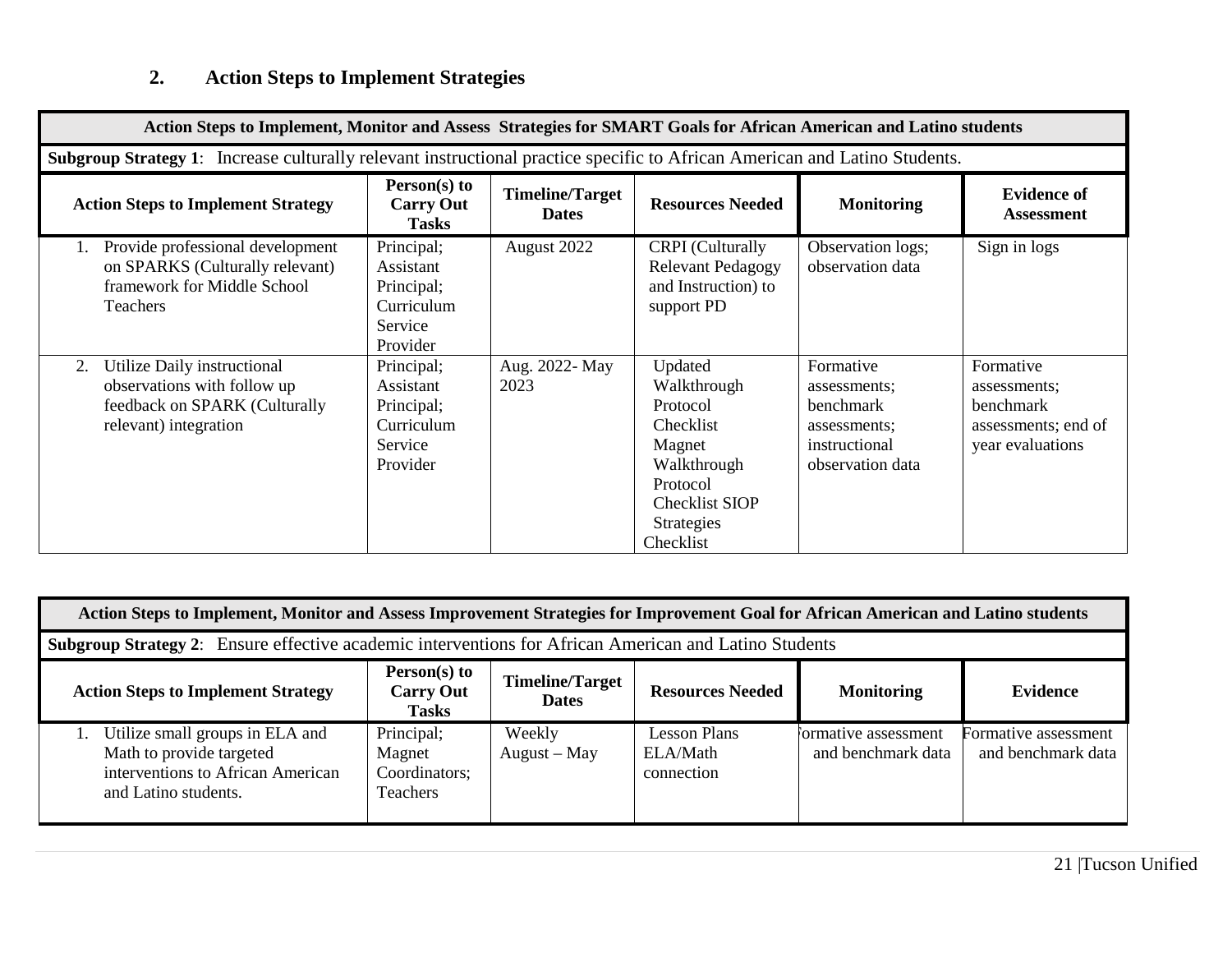## 2. Action Steps to Implement Strategies

| Action Steps to Implement, Monitor and Assess Strategies for SMART Goals for African American and Latino students | | | | | |
|---|---|---|---|---|---|
| **Subgroup Strategy 1**: Increase culturally relevant instructional practice specific to African American and Latino Students. | | | | | |
| **Action Steps to Implement Strategy** | **Person(s) to Carry Out Tasks** | **Timeline/Target Dates** | **Resources Needed** | **Monitoring** | **Evidence of Assessment** |
| 1. Provide professional development on SPARKS (Culturally relevant) framework for Middle School Teachers | Principal; Assistant Principal; Curriculum Service Provider | August 2022 | CRPI (Culturally Relevant Pedagogy and Instruction) to support PD | Observation logs; observation data | Sign in logs |
| 2. Utilize Daily instructional observations with follow up feedback on SPARK (Culturally relevant) integration | Principal; Assistant Principal; Curriculum Service Provider | Aug. 2022- May 2023 | Updated Walkthrough Protocol Checklist Magnet Walkthrough Protocol Checklist SIOP Strategies Checklist | Formative assessments; benchmark assessments; instructional observation data | Formative assessments; benchmark assessments; end of year evaluations |

| Action Steps to Implement, Monitor and Assess Improvement Strategies for Improvement Goal for African American and Latino students | | | | | |
|---|---|---|---|---|---|
| **Subgroup Strategy 2**: Ensure effective academic interventions for African American and Latino Students | | | | | |
| **Action Steps to Implement Strategy** | **Person(s) to Carry Out Tasks** | **Timeline/Target Dates** | **Resources Needed** | **Monitoring** | **Evidence** |
| 1. Utilize small groups in ELA and Math to provide targeted interventions to African American and Latino students. | Principal; Magnet Coordinators; Teachers | Weekly August – May | Lesson Plans ELA/Math connection | Formative assessment and benchmark data | Formative assessment and benchmark data |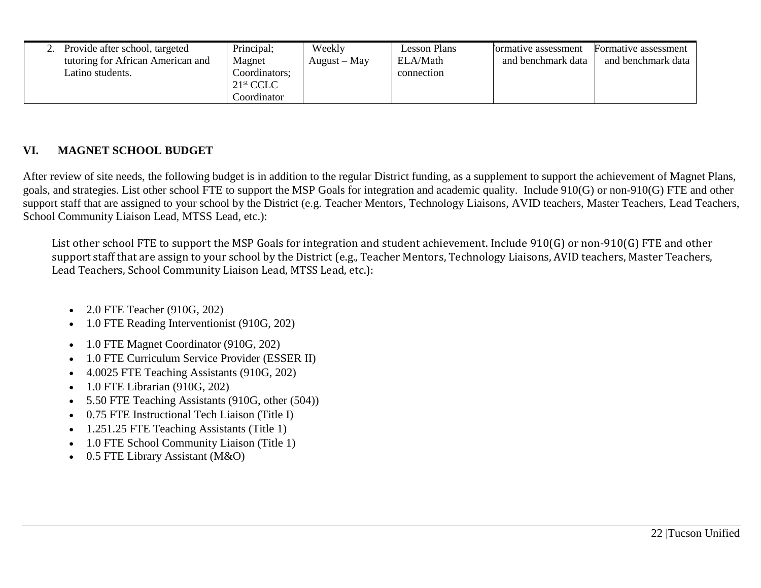| 2. Provide after school, targeted tutoring for African American and Latino students. | Principal; Magnet Coordinators; 21st CCLC Coordinator | Weekly August – May | Lesson Plans ELA/Math connection | Formative assessment and benchmark data | Formative assessment and benchmark data |
|---|---|---|---|---|---|

## VI. MAGNET SCHOOL BUDGET

After review of site needs, the following budget is in addition to the regular District funding, as a supplement to support the achievement of Magnet Plans, goals, and strategies. List other school FTE to support the MSP Goals for integration and academic quality. Include 910(G) or non-910(G) FTE and other support staff that are assigned to your school by the District (e.g. Teacher Mentors, Technology Liaisons, AVID teachers, Master Teachers, Lead Teachers, School Community Liaison Lead, MTSS Lead, etc.):

List other school FTE to support the MSP Goals for integration and student achievement. Include 910(G) or non-910(G) FTE and other support staff that are assign to your school by the District (e.g., Teacher Mentors, Technology Liaisons, AVID teachers, Master Teachers, Lead Teachers, School Community Liaison Lead, MTSS Lead, etc.):

- 2.0 FTE Teacher (910G, 202)
- 1.0 FTE Reading Interventionist (910G, 202)
- 1.0 FTE Magnet Coordinator (910G, 202)
- 1.0 FTE Curriculum Service Provider (ESSER II)
- 4.0025 FTE Teaching Assistants (910G, 202)
- 1.0 FTE Librarian (910G, 202)
- 5.50 FTE Teaching Assistants (910G, other (504))
- 0.75 FTE Instructional Tech Liaison (Title I)
- 1.251.25 FTE Teaching Assistants (Title 1)
- 1.0 FTE School Community Liaison (Title 1)
- 0.5 FTE Library Assistant (M&O)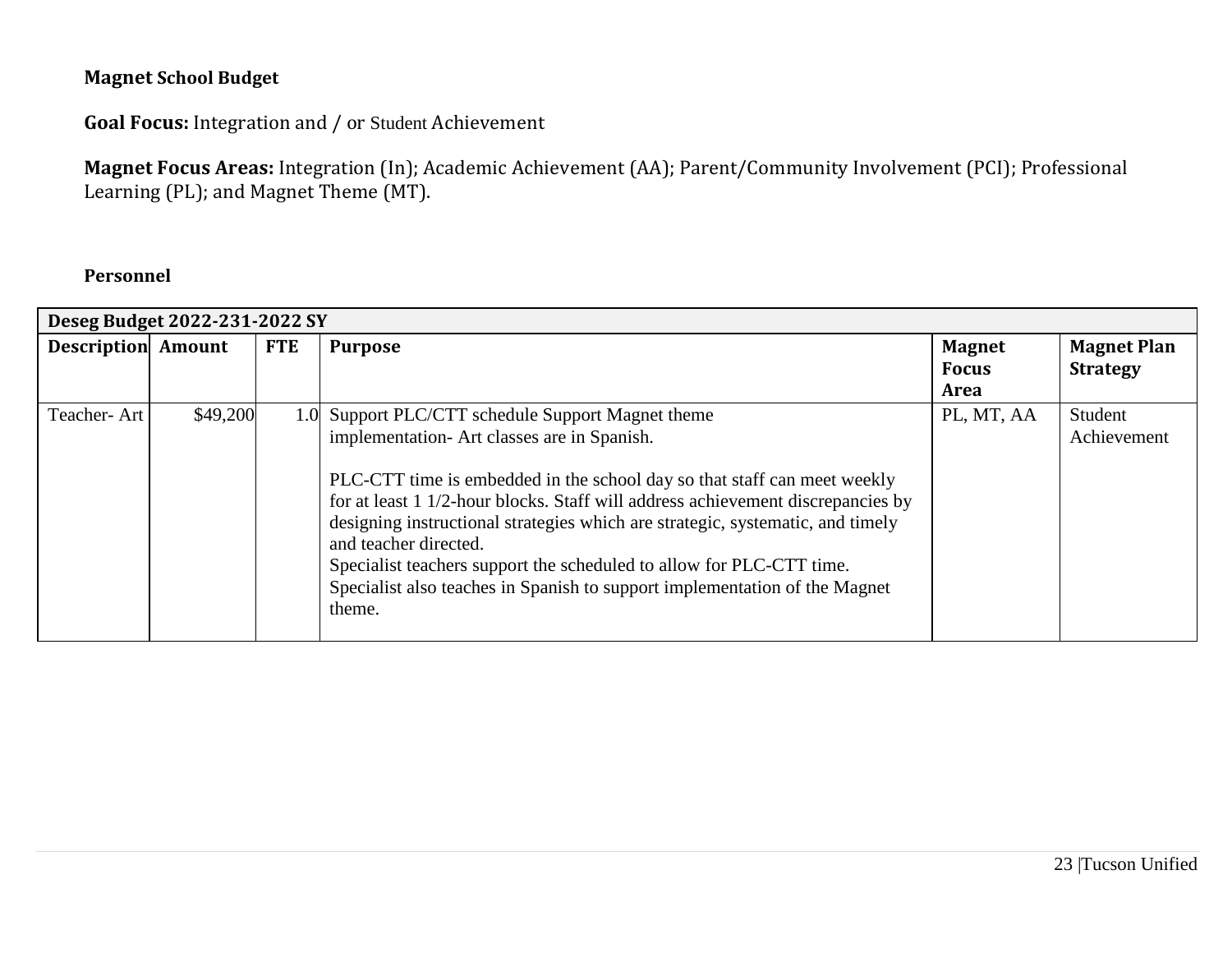**Magnet School Budget**

**Goal Focus:** Integration and / or Student Achievement

**Magnet Focus Areas:** Integration (In); Academic Achievement (AA); Parent/Community Involvement (PCI); Professional Learning (PL); and Magnet Theme (MT).

**Personnel**

| **Deseg Budget 2022-231-2022 SY** | | | | | |
|---|---|---|---|---|---|
| **Description** | **Amount** | **FTE** | **Purpose** | **Magnet Focus Area** | **Magnet Plan Strategy** |
| Teacher- Art | $49,200 | 1.0 | Support PLC/CTT schedule Support Magnet theme implementation- Art classes are in Spanish.<br><br>PLC-CTT time is embedded in the school day so that staff can meet weekly for at least 1 1/2-hour blocks. Staff will address achievement discrepancies by designing instructional strategies which are strategic, systematic, and timely and teacher directed.<br>Specialist teachers support the scheduled to allow for PLC-CTT time. Specialist also teaches in Spanish to support implementation of the Magnet theme. | PL, MT, AA | Student Achievement |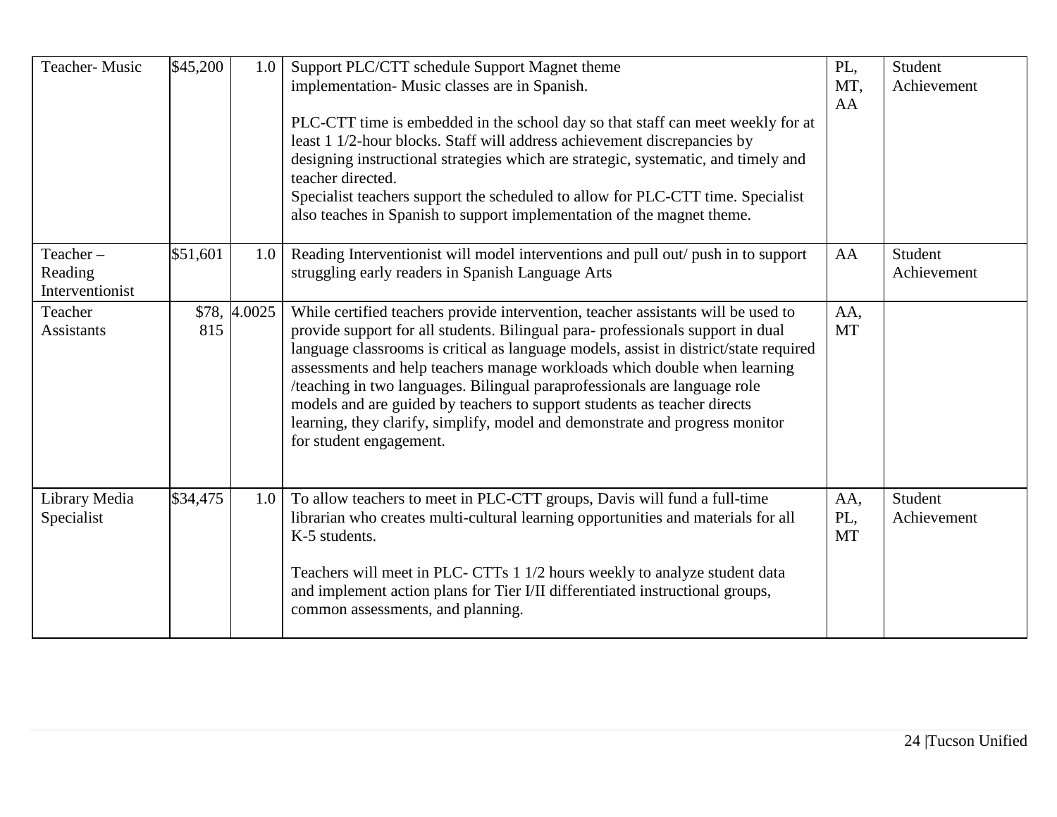| Teacher- Music | $45,200 | 1.0 | Support PLC/CTT schedule Support Magnet theme implementation- Music classes are in Spanish.<br><br>PLC-CTT time is embedded in the school day so that staff can meet weekly for at least 1 1/2-hour blocks. Staff will address achievement discrepancies by designing instructional strategies which are strategic, systematic, and timely and teacher directed.<br>Specialist teachers support the scheduled to allow for PLC-CTT time. Specialist also teaches in Spanish to support implementation of the magnet theme. | PL, MT, AA | Student Achievement |
|---|---|---|---|---|---|
| Teacher – Reading Interventionist | $51,601 | 1.0 | Reading Interventionist will model interventions and pull out/ push in to support struggling early readers in Spanish Language Arts | AA | Student Achievement |
| Teacher Assistants | $78, 815 | 4.0025 | While certified teachers provide intervention, teacher assistants will be used to provide support for all students. Bilingual para- professionals support in dual language classrooms is critical as language models, assist in district/state required assessments and help teachers manage workloads which double when learning /teaching in two languages. Bilingual paraprofessionals are language role models and are guided by teachers to support students as teacher directs learning, they clarify, simplify, model and demonstrate and progress monitor for student engagement. | AA, MT | |
| Library Media Specialist | $34,475 | 1.0 | To allow teachers to meet in PLC-CTT groups, Davis will fund a full-time librarian who creates multi-cultural learning opportunities and materials for all K-5 students.<br><br>Teachers will meet in PLC- CTTs 1 1/2 hours weekly to analyze student data and implement action plans for Tier I/II differentiated instructional groups, common assessments, and planning. | AA, PL, MT | Student Achievement |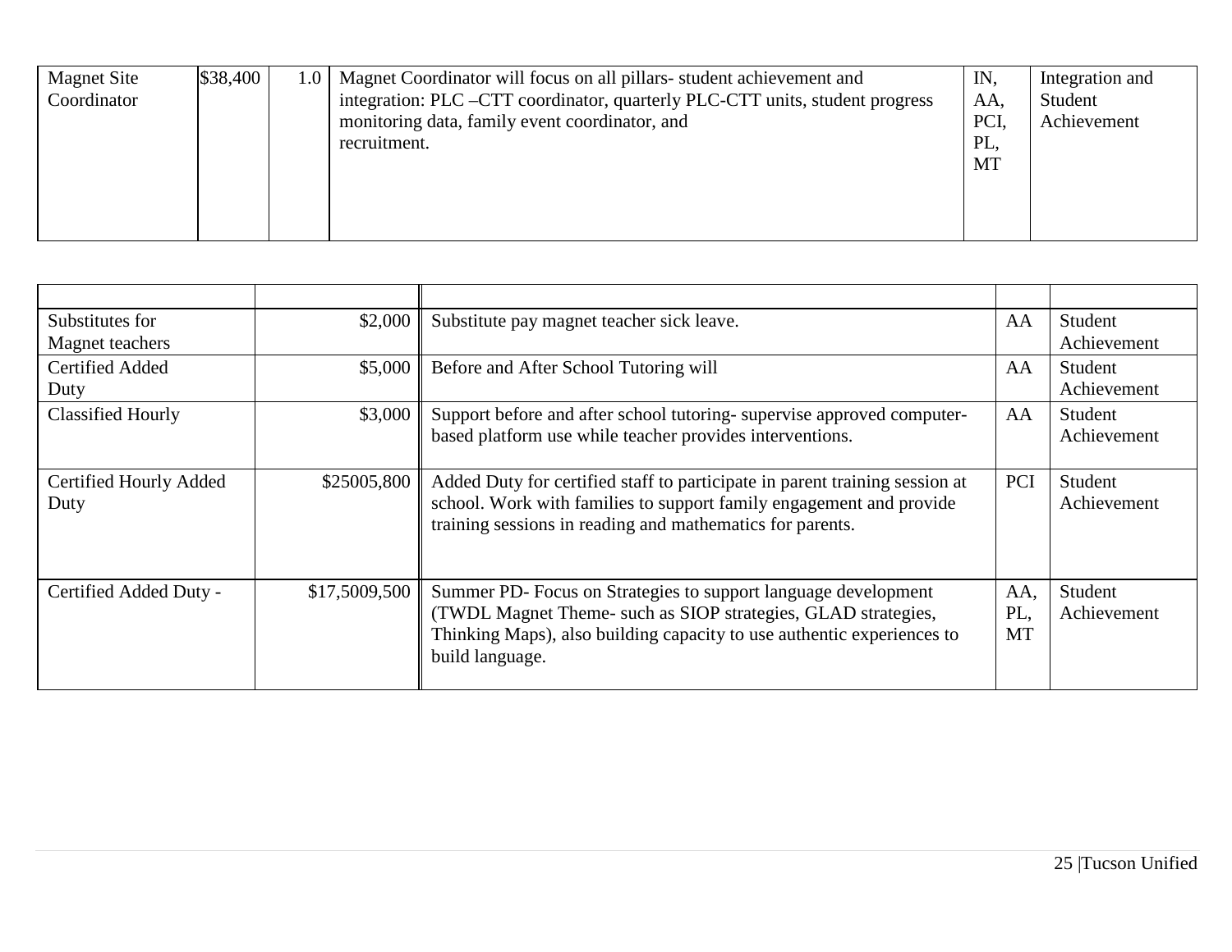| Magnet Site Coordinator | $38,400 | 1.0 | Magnet Coordinator will focus on all pillars- student achievement and integration: PLC –CTT coordinator, quarterly PLC-CTT units, student progress monitoring data, family event coordinator, and recruitment. | IN, AA, PCI, PL, MT | Integration and Student Achievement |
|---|---|---|---|---|---|

| | | | | |
|---|---|---|---|---|
| Substitutes for Magnet teachers | $2,000 | Substitute pay magnet teacher sick leave. | AA | Student Achievement |
| Certified Added Duty | $5,000 | Before and After School Tutoring will | AA | Student Achievement |
| Classified Hourly | $3,000 | Support before and after school tutoring- supervise approved computer-based platform use while teacher provides interventions. | AA | Student Achievement |
| Certified Hourly Added Duty | $25005,800 | Added Duty for certified staff to participate in parent training session at school. Work with families to support family engagement and provide training sessions in reading and mathematics for parents. | PCI | Student Achievement |
| Certified Added Duty - | $17,5009,500 | Summer PD- Focus on Strategies to support language development (TWDL Magnet Theme- such as SIOP strategies, GLAD strategies, Thinking Maps), also building capacity to use authentic experiences to build language. | AA, PL, MT | Student Achievement |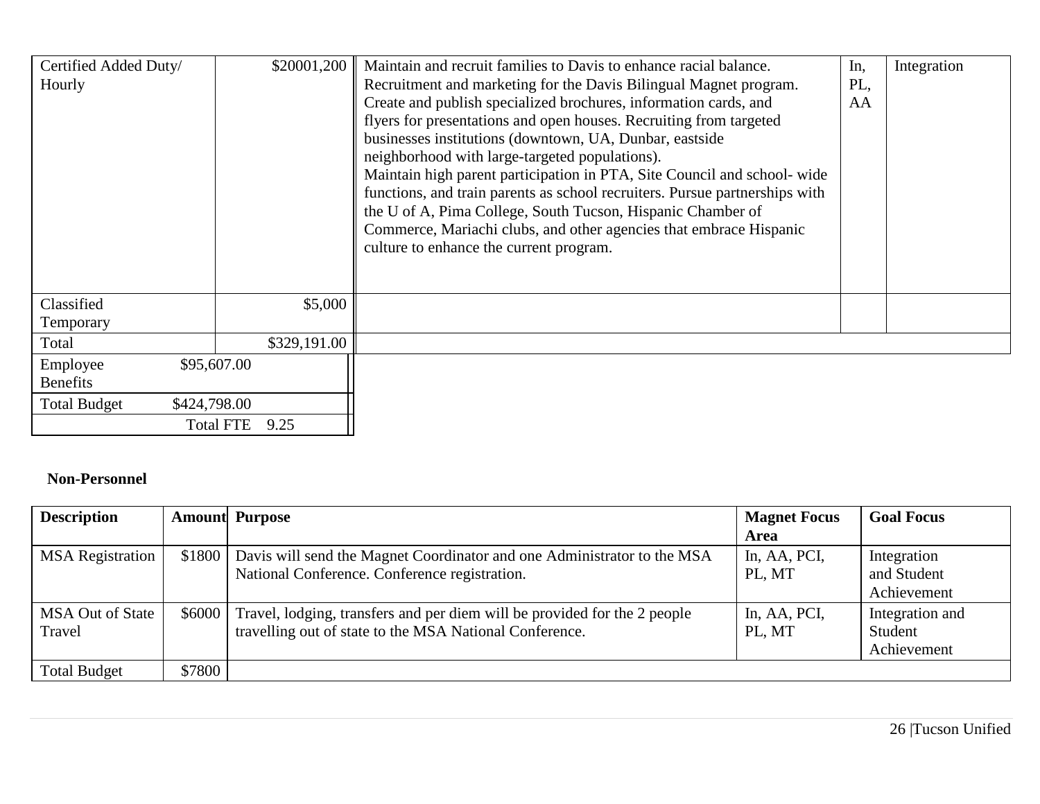| | | | | |
|---|---|---|---|---|
| Certified Added Duty/ Hourly | $20001,200 | Maintain and recruit families to Davis to enhance racial balance. Recruitment and marketing for the Davis Bilingual Magnet program. Create and publish specialized brochures, information cards, and flyers for presentations and open houses. Recruiting from targeted businesses institutions (downtown, UA, Dunbar, eastside neighborhood with large-targeted populations). Maintain high parent participation in PTA, Site Council and school- wide functions, and train parents as school recruiters. Pursue partnerships with the U of A, Pima College, South Tucson, Hispanic Chamber of Commerce, Mariachi clubs, and other agencies that embrace Hispanic culture to enhance the current program. | In, PL, AA | Integration |
| Classified Temporary | $5,000 | | | |
| Total | $329,191.00 | | | |
| Employee Benefits | $95,607.00 | | | |
| Total Budget | $424,798.00 | | | |
| Total FTE | 9.25 | | | |

**Non-Personnel**

| Description | Amount | Purpose | Magnet Focus Area | Goal Focus |
|---|---|---|---|---|
| MSA Registration | $1800 | Davis will send the Magnet Coordinator and one Administrator to the MSA National Conference. Conference registration. | In, AA, PCI, PL, MT | Integration and Student Achievement |
| MSA Out of State Travel | $6000 | Travel, lodging, transfers and per diem will be provided for the 2 people travelling out of state to the MSA National Conference. | In, AA, PCI, PL, MT | Integration and Student Achievement |
| Total Budget | $7800 | | | |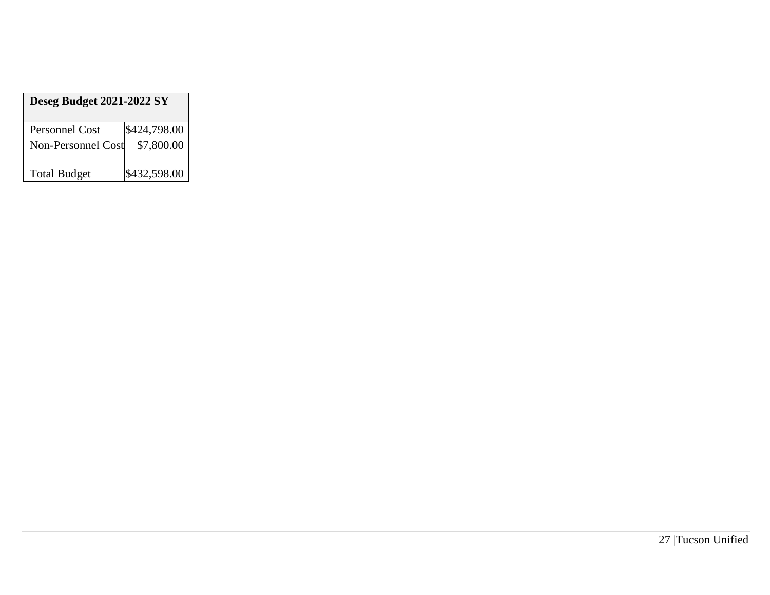| Deseg Budget 2021-2022 SY | |
|---|---|
| Personnel Cost | $424,798.00 |
| Non-Personnel Cost | $7,800.00 |
| Total Budget | $432,598.00 |